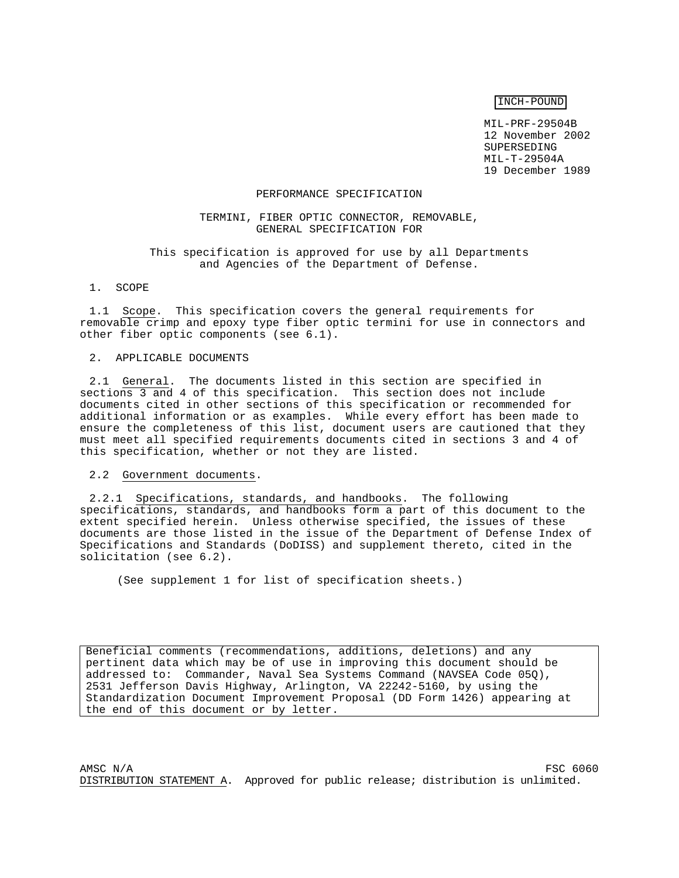INCH-POUND

MIL-PRF-29504B
12 November 2002
SUPERSEDING
MIL-T-29504A
19 December 1989

# PERFORMANCE SPECIFICATION

# TERMINI, FIBER OPTIC CONNECTOR, REMOVABLE, GENERAL SPECIFICATION FOR

This specification is approved for use by all Departments and Agencies of the Department of Defense.

## 1. SCOPE

1.1 Scope. This specification covers the general requirements for removable crimp and epoxy type fiber optic termini for use in connectors and other fiber optic components (see 6.1).

## 2. APPLICABLE DOCUMENTS

2.1 General. The documents listed in this section are specified in sections 3 and 4 of this specification. This section does not include documents cited in other sections of this specification or recommended for additional information or as examples. While every effort has been made to ensure the completeness of this list, document users are cautioned that they must meet all specified requirements documents cited in sections 3 and 4 of this specification, whether or not they are listed.

2.2 Government documents.

2.2.1 Specifications, standards, and handbooks. The following specifications, standards, and handbooks form a part of this document to the extent specified herein. Unless otherwise specified, the issues of these documents are those listed in the issue of the Department of Defense Index of Specifications and Standards (DoDISS) and supplement thereto, cited in the solicitation (see 6.2).

(See supplement 1 for list of specification sheets.)

Beneficial comments (recommendations, additions, deletions) and any pertinent data which may be of use in improving this document should be addressed to: Commander, Naval Sea Systems Command (NAVSEA Code 05Q), 2531 Jefferson Davis Highway, Arlington, VA 22242-5160, by using the Standardization Document Improvement Proposal (DD Form 1426) appearing at the end of this document or by letter.

AMSC N/A FSC 6060

DISTRIBUTION STATEMENT A. Approved for public release; distribution is unlimited.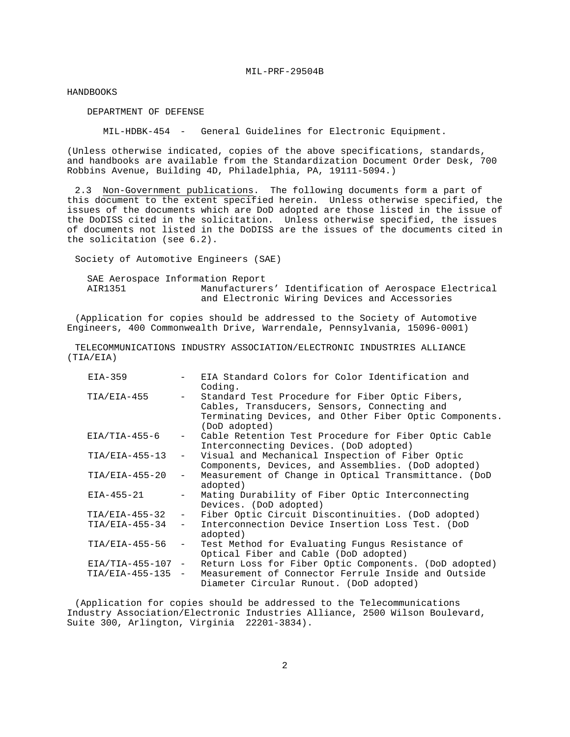HANDBOOKS

DEPARTMENT OF DEFENSE

MIL-HDBK-454 - General Guidelines for Electronic Equipment.

(Unless otherwise indicated, copies of the above specifications, standards, and handbooks are available from the Standardization Document Order Desk, 700 Robbins Avenue, Building 4D, Philadelphia, PA, 19111-5094.)

2.3 Non-Government publications. The following documents form a part of this document to the extent specified herein. Unless otherwise specified, the issues of the documents which are DoD adopted are those listed in the issue of the DoDISS cited in the solicitation. Unless otherwise specified, the issues of documents not listed in the DoDISS are the issues of the documents cited in the solicitation (see 6.2).

Society of Automotive Engineers (SAE)

SAE Aerospace Information Report
AIR1351 Manufacturers' Identification of Aerospace Electrical and Electronic Wiring Devices and Accessories

(Application for copies should be addressed to the Society of Automotive Engineers, 400 Commonwealth Drive, Warrendale, Pennsylvania, 15096-0001)

TELECOMMUNICATIONS INDUSTRY ASSOCIATION/ELECTRONIC INDUSTRIES ALLIANCE (TIA/EIA)

EIA-359 - EIA Standard Colors for Color Identification and Coding.
TIA/EIA-455 - Standard Test Procedure for Fiber Optic Fibers, Cables, Transducers, Sensors, Connecting and Terminating Devices, and Other Fiber Optic Components. (DoD adopted)
EIA/TIA-455-6 - Cable Retention Test Procedure for Fiber Optic Cable Interconnecting Devices. (DoD adopted)
TIA/EIA-455-13 - Visual and Mechanical Inspection of Fiber Optic Components, Devices, and Assemblies. (DoD adopted)
TIA/EIA-455-20 - Measurement of Change in Optical Transmittance. (DoD adopted)
EIA-455-21 - Mating Durability of Fiber Optic Interconnecting Devices. (DoD adopted)
TIA/EIA-455-32 - Fiber Optic Circuit Discontinuities. (DoD adopted)
TIA/EIA-455-34 - Interconnection Device Insertion Loss Test. (DoD adopted)
TIA/EIA-455-56 - Test Method for Evaluating Fungus Resistance of Optical Fiber and Cable (DoD adopted)
EIA/TIA-455-107 - Return Loss for Fiber Optic Components. (DoD adopted)
TIA/EIA-455-135 - Measurement of Connector Ferrule Inside and Outside Diameter Circular Runout. (DoD adopted)

(Application for copies should be addressed to the Telecommunications Industry Association/Electronic Industries Alliance, 2500 Wilson Boulevard, Suite 300, Arlington, Virginia 22201-3834).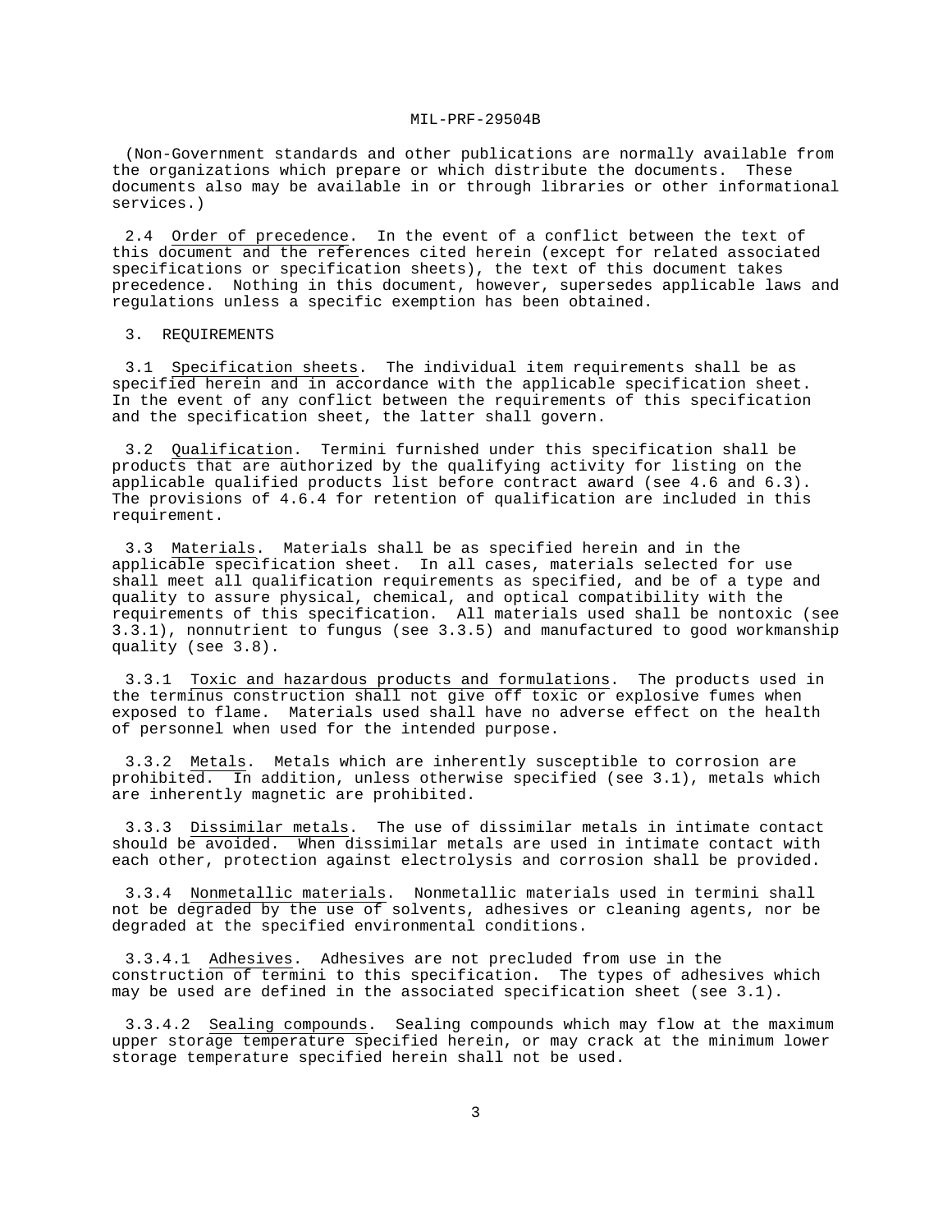(Non-Government standards and other publications are normally available from the organizations which prepare or which distribute the documents. These documents also may be available in or through libraries or other informational services.)

2.4 Order of precedence. In the event of a conflict between the text of this document and the references cited herein (except for related associated specifications or specification sheets), the text of this document takes precedence. Nothing in this document, however, supersedes applicable laws and regulations unless a specific exemption has been obtained.

## 3. REQUIREMENTS

3.1 Specification sheets. The individual item requirements shall be as specified herein and in accordance with the applicable specification sheet. In the event of any conflict between the requirements of this specification and the specification sheet, the latter shall govern.

3.2 Qualification. Termini furnished under this specification shall be products that are authorized by the qualifying activity for listing on the applicable qualified products list before contract award (see 4.6 and 6.3). The provisions of 4.6.4 for retention of qualification are included in this requirement.

3.3 Materials. Materials shall be as specified herein and in the applicable specification sheet. In all cases, materials selected for use shall meet all qualification requirements as specified, and be of a type and quality to assure physical, chemical, and optical compatibility with the requirements of this specification. All materials used shall be nontoxic (see 3.3.1), nonnutrient to fungus (see 3.3.5) and manufactured to good workmanship quality (see 3.8).

3.3.1 Toxic and hazardous products and formulations. The products used in the terminus construction shall not give off toxic or explosive fumes when exposed to flame. Materials used shall have no adverse effect on the health of personnel when used for the intended purpose.

3.3.2 Metals. Metals which are inherently susceptible to corrosion are prohibited. In addition, unless otherwise specified (see 3.1), metals which are inherently magnetic are prohibited.

3.3.3 Dissimilar metals. The use of dissimilar metals in intimate contact should be avoided. When dissimilar metals are used in intimate contact with each other, protection against electrolysis and corrosion shall be provided.

3.3.4 Nonmetallic materials. Nonmetallic materials used in termini shall not be degraded by the use of solvents, adhesives or cleaning agents, nor be degraded at the specified environmental conditions.

3.3.4.1 Adhesives. Adhesives are not precluded from use in the construction of termini to this specification. The types of adhesives which may be used are defined in the associated specification sheet (see 3.1).

3.3.4.2 Sealing compounds. Sealing compounds which may flow at the maximum upper storage temperature specified herein, or may crack at the minimum lower storage temperature specified herein shall not be used.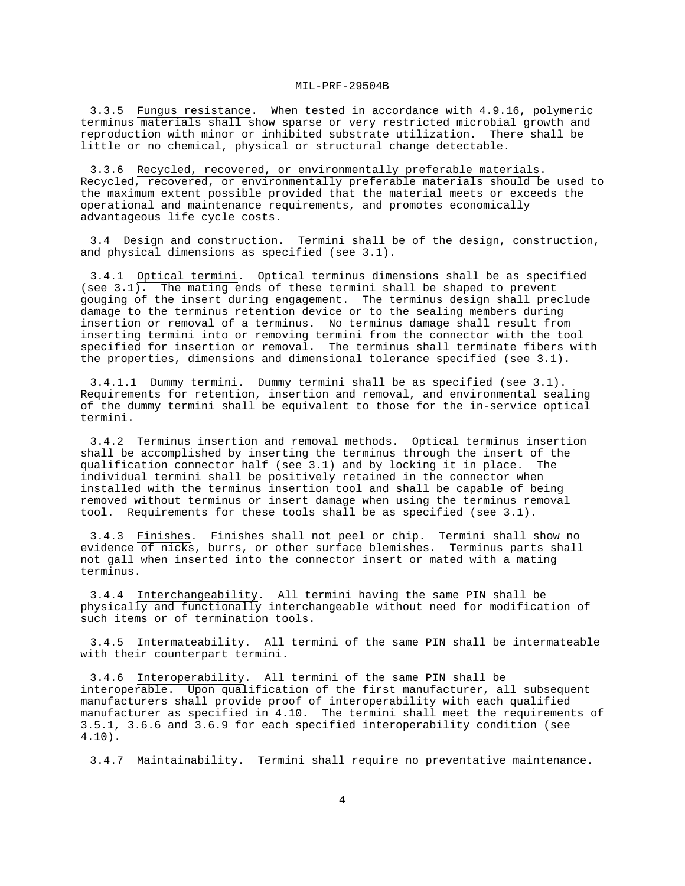3.3.5 Fungus resistance. When tested in accordance with 4.9.16, polymeric terminus materials shall show sparse or very restricted microbial growth and reproduction with minor or inhibited substrate utilization. There shall be little or no chemical, physical or structural change detectable.

3.3.6 Recycled, recovered, or environmentally preferable materials. Recycled, recovered, or environmentally preferable materials should be used to the maximum extent possible provided that the material meets or exceeds the operational and maintenance requirements, and promotes economically advantageous life cycle costs.

3.4 Design and construction. Termini shall be of the design, construction, and physical dimensions as specified (see 3.1).

3.4.1 Optical termini. Optical terminus dimensions shall be as specified (see 3.1). The mating ends of these termini shall be shaped to prevent gouging of the insert during engagement. The terminus design shall preclude damage to the terminus retention device or to the sealing members during insertion or removal of a terminus. No terminus damage shall result from inserting termini into or removing termini from the connector with the tool specified for insertion or removal. The terminus shall terminate fibers with the properties, dimensions and dimensional tolerance specified (see 3.1).

3.4.1.1 Dummy termini. Dummy termini shall be as specified (see 3.1). Requirements for retention, insertion and removal, and environmental sealing of the dummy termini shall be equivalent to those for the in-service optical termini.

3.4.2 Terminus insertion and removal methods. Optical terminus insertion shall be accomplished by inserting the terminus through the insert of the qualification connector half (see 3.1) and by locking it in place. The individual termini shall be positively retained in the connector when installed with the terminus insertion tool and shall be capable of being removed without terminus or insert damage when using the terminus removal tool. Requirements for these tools shall be as specified (see 3.1).

3.4.3 Finishes. Finishes shall not peel or chip. Termini shall show no evidence of nicks, burrs, or other surface blemishes. Terminus parts shall not gall when inserted into the connector insert or mated with a mating terminus.

3.4.4 Interchangeability. All termini having the same PIN shall be physically and functionally interchangeable without need for modification of such items or of termination tools.

3.4.5 Intermateability. All termini of the same PIN shall be intermateable with their counterpart termini.

3.4.6 Interoperability. All termini of the same PIN shall be interoperable. Upon qualification of the first manufacturer, all subsequent manufacturers shall provide proof of interoperability with each qualified manufacturer as specified in 4.10. The termini shall meet the requirements of 3.5.1, 3.6.6 and 3.6.9 for each specified interoperability condition (see 4.10).

3.4.7 Maintainability. Termini shall require no preventative maintenance.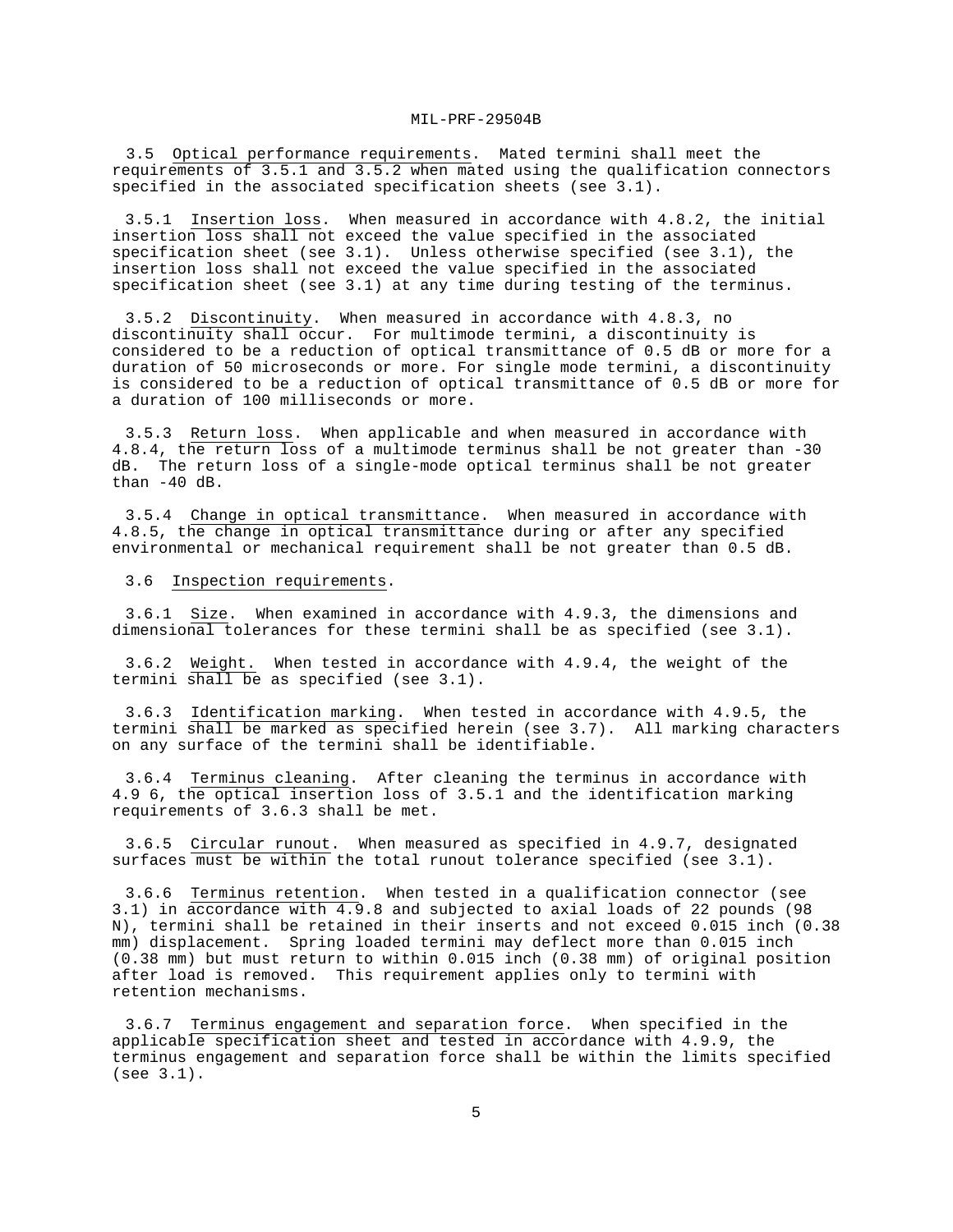3.5 Optical performance requirements. Mated termini shall meet the requirements of 3.5.1 and 3.5.2 when mated using the qualification connectors specified in the associated specification sheets (see 3.1).

3.5.1 Insertion loss. When measured in accordance with 4.8.2, the initial insertion loss shall not exceed the value specified in the associated specification sheet (see 3.1). Unless otherwise specified (see 3.1), the insertion loss shall not exceed the value specified in the associated specification sheet (see 3.1) at any time during testing of the terminus.

3.5.2 Discontinuity. When measured in accordance with 4.8.3, no discontinuity shall occur. For multimode termini, a discontinuity is considered to be a reduction of optical transmittance of 0.5 dB or more for a duration of 50 microseconds or more. For single mode termini, a discontinuity is considered to be a reduction of optical transmittance of 0.5 dB or more for a duration of 100 milliseconds or more.

3.5.3 Return loss. When applicable and when measured in accordance with 4.8.4, the return loss of a multimode terminus shall be not greater than -30 dB. The return loss of a single-mode optical terminus shall be not greater than -40 dB.

3.5.4 Change in optical transmittance. When measured in accordance with 4.8.5, the change in optical transmittance during or after any specified environmental or mechanical requirement shall be not greater than 0.5 dB.

3.6 Inspection requirements.

3.6.1 Size. When examined in accordance with 4.9.3, the dimensions and dimensional tolerances for these termini shall be as specified (see 3.1).

3.6.2 Weight. When tested in accordance with 4.9.4, the weight of the termini shall be as specified (see 3.1).

3.6.3 Identification marking. When tested in accordance with 4.9.5, the termini shall be marked as specified herein (see 3.7). All marking characters on any surface of the termini shall be identifiable.

3.6.4 Terminus cleaning. After cleaning the terminus in accordance with 4.9 6, the optical insertion loss of 3.5.1 and the identification marking requirements of 3.6.3 shall be met.

3.6.5 Circular runout. When measured as specified in 4.9.7, designated surfaces must be within the total runout tolerance specified (see 3.1).

3.6.6 Terminus retention. When tested in a qualification connector (see 3.1) in accordance with 4.9.8 and subjected to axial loads of 22 pounds (98 N), termini shall be retained in their inserts and not exceed 0.015 inch (0.38 mm) displacement. Spring loaded termini may deflect more than 0.015 inch (0.38 mm) but must return to within 0.015 inch (0.38 mm) of original position after load is removed. This requirement applies only to termini with retention mechanisms.

3.6.7 Terminus engagement and separation force. When specified in the applicable specification sheet and tested in accordance with 4.9.9, the terminus engagement and separation force shall be within the limits specified (see 3.1).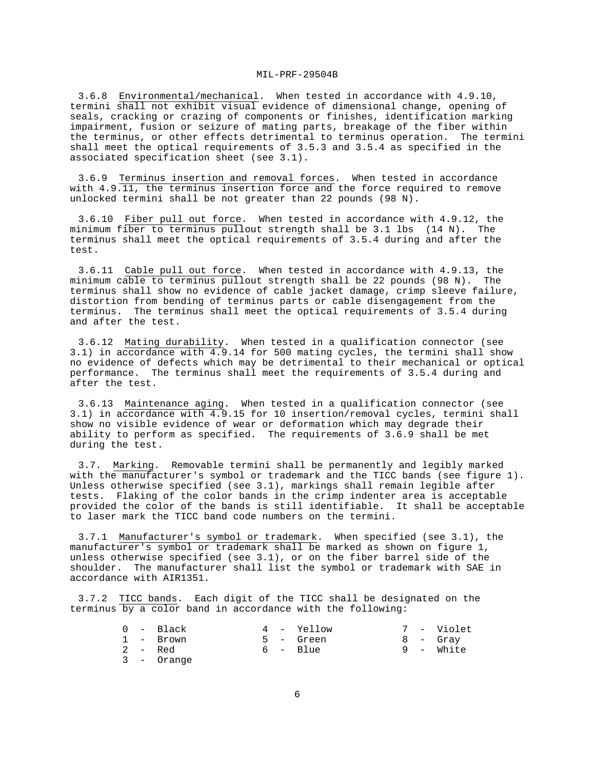3.6.8 Environmental/mechanical. When tested in accordance with 4.9.10, termini shall not exhibit visual evidence of dimensional change, opening of seals, cracking or crazing of components or finishes, identification marking impairment, fusion or seizure of mating parts, breakage of the fiber within the terminus, or other effects detrimental to terminus operation. The termini shall meet the optical requirements of 3.5.3 and 3.5.4 as specified in the associated specification sheet (see 3.1).

3.6.9 Terminus insertion and removal forces. When tested in accordance with 4.9.11, the terminus insertion force and the force required to remove unlocked termini shall be not greater than 22 pounds (98 N).

3.6.10 Fiber pull out force. When tested in accordance with 4.9.12, the minimum fiber to terminus pullout strength shall be 3.1 lbs (14 N). The terminus shall meet the optical requirements of 3.5.4 during and after the test.

3.6.11 Cable pull out force. When tested in accordance with 4.9.13, the minimum cable to terminus pullout strength shall be 22 pounds (98 N). The terminus shall show no evidence of cable jacket damage, crimp sleeve failure, distortion from bending of terminus parts or cable disengagement from the terminus. The terminus shall meet the optical requirements of 3.5.4 during and after the test.

3.6.12 Mating durability. When tested in a qualification connector (see 3.1) in accordance with 4.9.14 for 500 mating cycles, the termini shall show no evidence of defects which may be detrimental to their mechanical or optical performance. The terminus shall meet the requirements of 3.5.4 during and after the test.

3.6.13 Maintenance aging. When tested in a qualification connector (see 3.1) in accordance with 4.9.15 for 10 insertion/removal cycles, termini shall show no visible evidence of wear or deformation which may degrade their ability to perform as specified. The requirements of 3.6.9 shall be met during the test.

3.7. Marking. Removable termini shall be permanently and legibly marked with the manufacturer's symbol or trademark and the TICC bands (see figure 1). Unless otherwise specified (see 3.1), markings shall remain legible after tests. Flaking of the color bands in the crimp indenter area is acceptable provided the color of the bands is still identifiable. It shall be acceptable to laser mark the TICC band code numbers on the termini.

3.7.1 Manufacturer's symbol or trademark. When specified (see 3.1), the manufacturer's symbol or trademark shall be marked as shown on figure 1, unless otherwise specified (see 3.1), or on the fiber barrel side of the shoulder. The manufacturer shall list the symbol or trademark with SAE in accordance with AIR1351.

3.7.2 TICC bands. Each digit of the TICC shall be designated on the terminus by a color band in accordance with the following:

0 - Black
1 - Brown
2 - Red
3 - Orange
4 - Yellow
5 - Green
6 - Blue
7 - Violet
8 - Gray
9 - White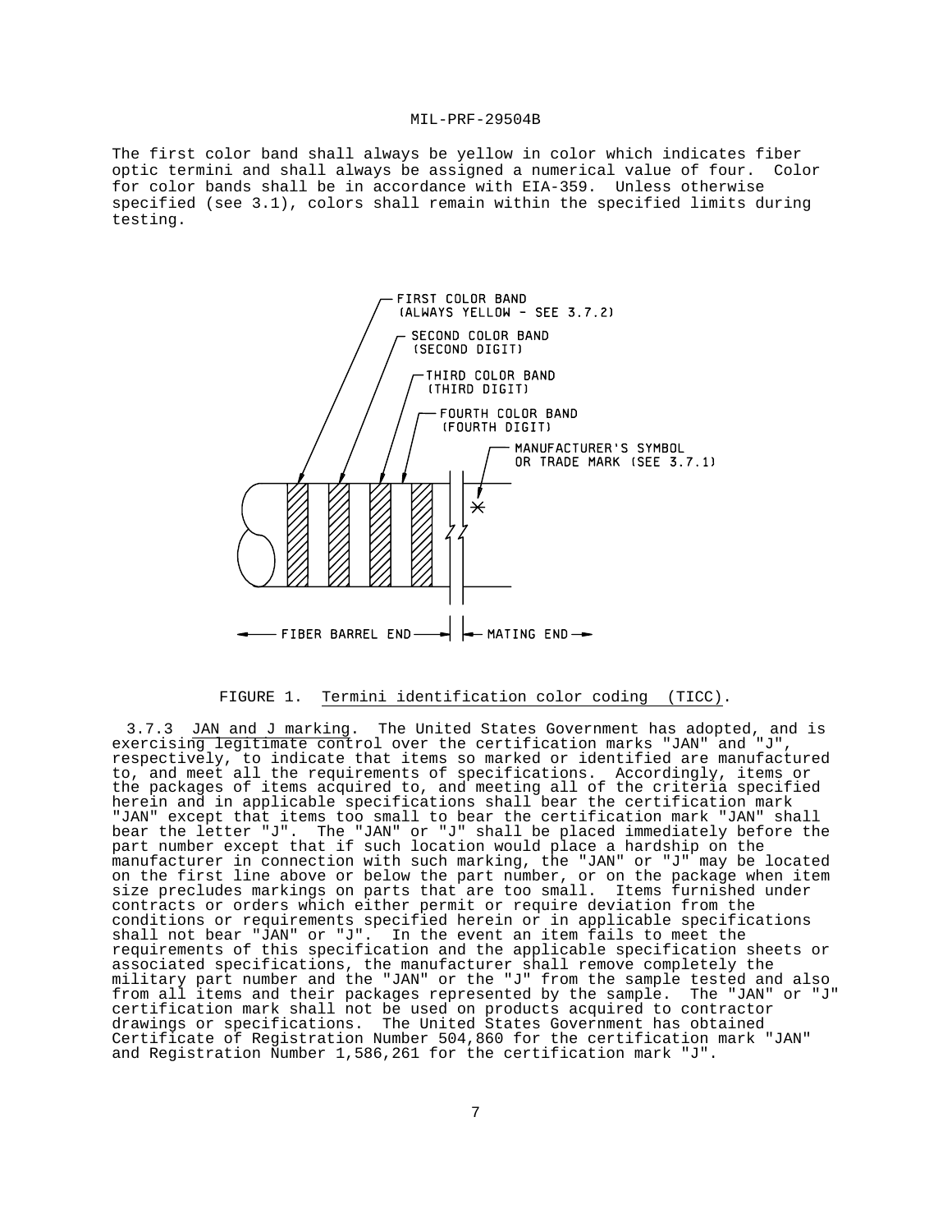The first color band shall always be yellow in color which indicates fiber optic termini and shall always be assigned a numerical value of four. Color for color bands shall be in accordance with EIA-359. Unless otherwise specified (see 3.1), colors shall remain within the specified limits during testing.

FIGURE 1. Termini identification color coding (TICC).

3.7.3 JAN and J marking. The United States Government has adopted, and is exercising legitimate control over the certification marks "JAN" and "J", respectively, to indicate that items so marked or identified are manufactured to, and meet all the requirements of specifications. Accordingly, items or the packages of items acquired to, and meeting all of the criteria specified herein and in applicable specifications shall bear the certification mark "JAN" except that items too small to bear the certification mark "JAN" shall bear the letter "J". The "JAN" or "J" shall be placed immediately before the part number except that if such location would place a hardship on the manufacturer in connection with such marking, the "JAN" or "J" may be located on the first line above or below the part number, or on the package when item size precludes markings on parts that are too small. Items furnished under contracts or orders which either permit or require deviation from the conditions or requirements specified herein or in applicable specifications shall not bear "JAN" or "J". In the event an item fails to meet the requirements of this specification and the applicable specification sheets or associated specifications, the manufacturer shall remove completely the military part number and the "JAN" or the "J" from the sample tested and also from all items and their packages represented by the sample. The "JAN" or "J" certification mark shall not be used on products acquired to contractor drawings or specifications. The United States Government has obtained Certificate of Registration Number 504,860 for the certification mark "JAN" and Registration Number 1,586,261 for the certification mark "J".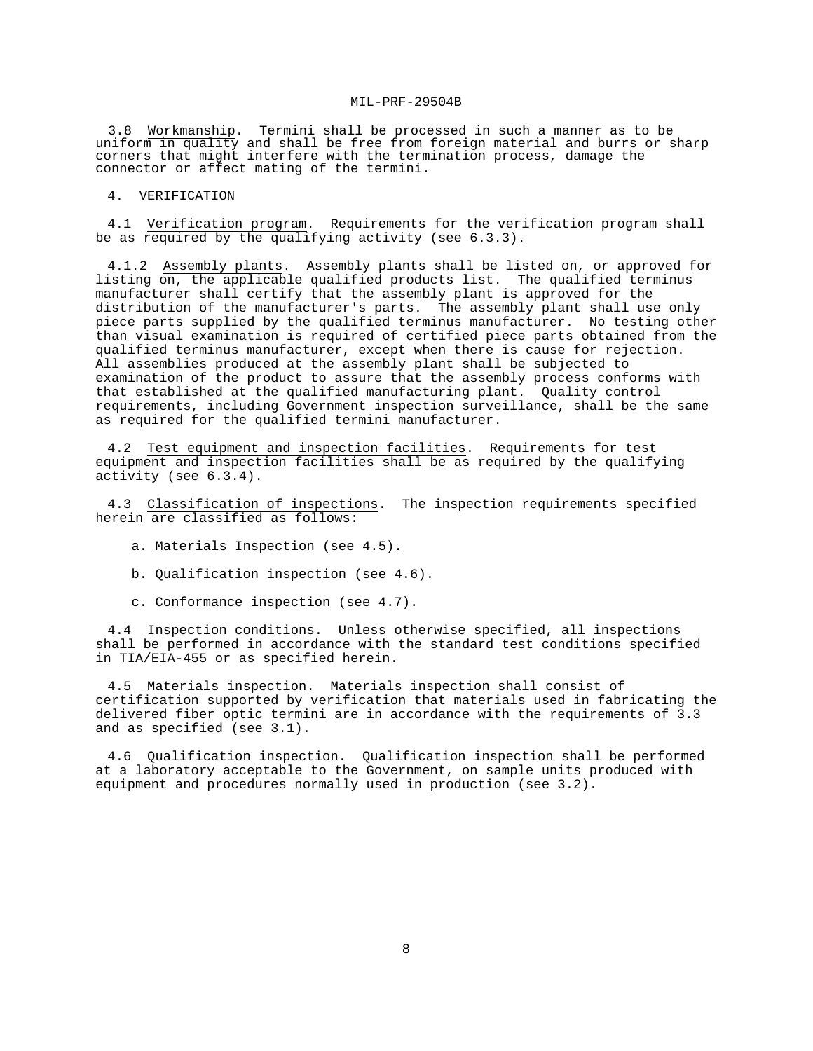3.8 Workmanship. Termini shall be processed in such a manner as to be uniform in quality and shall be free from foreign material and burrs or sharp corners that might interfere with the termination process, damage the connector or affect mating of the termini.

4. VERIFICATION

4.1 Verification program. Requirements for the verification program shall be as required by the qualifying activity (see 6.3.3).

4.1.2 Assembly plants. Assembly plants shall be listed on, or approved for listing on, the applicable qualified products list. The qualified terminus manufacturer shall certify that the assembly plant is approved for the distribution of the manufacturer's parts. The assembly plant shall use only piece parts supplied by the qualified terminus manufacturer. No testing other than visual examination is required of certified piece parts obtained from the qualified terminus manufacturer, except when there is cause for rejection. All assemblies produced at the assembly plant shall be subjected to examination of the product to assure that the assembly process conforms with that established at the qualified manufacturing plant. Quality control requirements, including Government inspection surveillance, shall be the same as required for the qualified termini manufacturer.

4.2 Test equipment and inspection facilities. Requirements for test equipment and inspection facilities shall be as required by the qualifying activity (see 6.3.4).

4.3 Classification of inspections. The inspection requirements specified herein are classified as follows:

a. Materials Inspection (see 4.5).

b. Qualification inspection (see 4.6).

c. Conformance inspection (see 4.7).

4.4 Inspection conditions. Unless otherwise specified, all inspections shall be performed in accordance with the standard test conditions specified in TIA/EIA-455 or as specified herein.

4.5 Materials inspection. Materials inspection shall consist of certification supported by verification that materials used in fabricating the delivered fiber optic termini are in accordance with the requirements of 3.3 and as specified (see 3.1).

4.6 Qualification inspection. Qualification inspection shall be performed at a laboratory acceptable to the Government, on sample units produced with equipment and procedures normally used in production (see 3.2).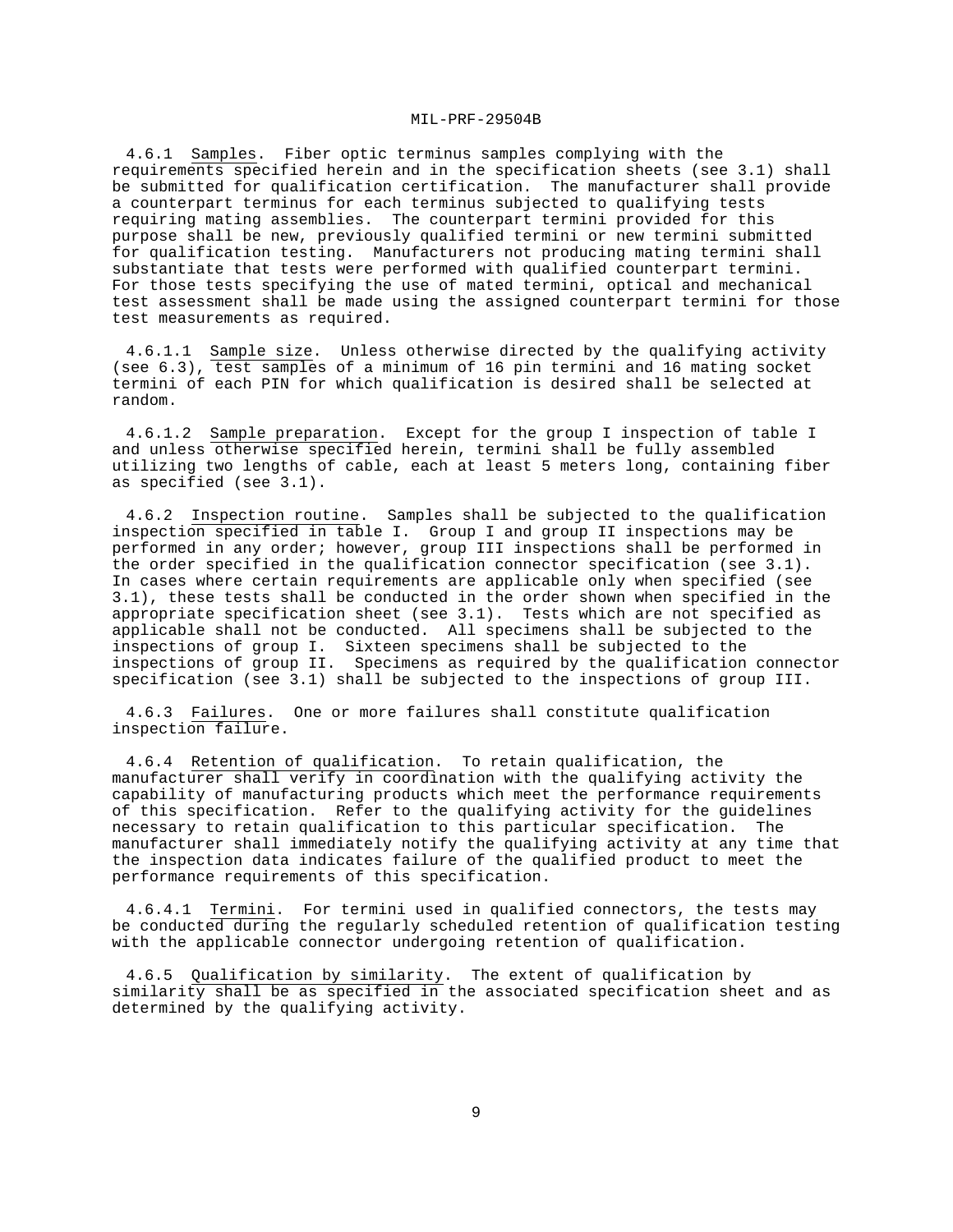4.6.1 Samples. Fiber optic terminus samples complying with the requirements specified herein and in the specification sheets (see 3.1) shall be submitted for qualification certification. The manufacturer shall provide a counterpart terminus for each terminus subjected to qualifying tests requiring mating assemblies. The counterpart termini provided for this purpose shall be new, previously qualified termini or new termini submitted for qualification testing. Manufacturers not producing mating termini shall substantiate that tests were performed with qualified counterpart termini. For those tests specifying the use of mated termini, optical and mechanical test assessment shall be made using the assigned counterpart termini for those test measurements as required.

4.6.1.1 Sample size. Unless otherwise directed by the qualifying activity (see 6.3), test samples of a minimum of 16 pin termini and 16 mating socket termini of each PIN for which qualification is desired shall be selected at random.

4.6.1.2 Sample preparation. Except for the group I inspection of table I and unless otherwise specified herein, termini shall be fully assembled utilizing two lengths of cable, each at least 5 meters long, containing fiber as specified (see 3.1).

4.6.2 Inspection routine. Samples shall be subjected to the qualification inspection specified in table I. Group I and group II inspections may be performed in any order; however, group III inspections shall be performed in the order specified in the qualification connector specification (see 3.1). In cases where certain requirements are applicable only when specified (see 3.1), these tests shall be conducted in the order shown when specified in the appropriate specification sheet (see 3.1). Tests which are not specified as applicable shall not be conducted. All specimens shall be subjected to the inspections of group I. Sixteen specimens shall be subjected to the inspections of group II. Specimens as required by the qualification connector specification (see 3.1) shall be subjected to the inspections of group III.

4.6.3 Failures. One or more failures shall constitute qualification inspection failure.

4.6.4 Retention of qualification. To retain qualification, the manufacturer shall verify in coordination with the qualifying activity the capability of manufacturing products which meet the performance requirements of this specification. Refer to the qualifying activity for the guidelines necessary to retain qualification to this particular specification. The manufacturer shall immediately notify the qualifying activity at any time that the inspection data indicates failure of the qualified product to meet the performance requirements of this specification.

4.6.4.1 Termini. For termini used in qualified connectors, the tests may be conducted during the regularly scheduled retention of qualification testing with the applicable connector undergoing retention of qualification.

4.6.5 Qualification by similarity. The extent of qualification by similarity shall be as specified in the associated specification sheet and as determined by the qualifying activity.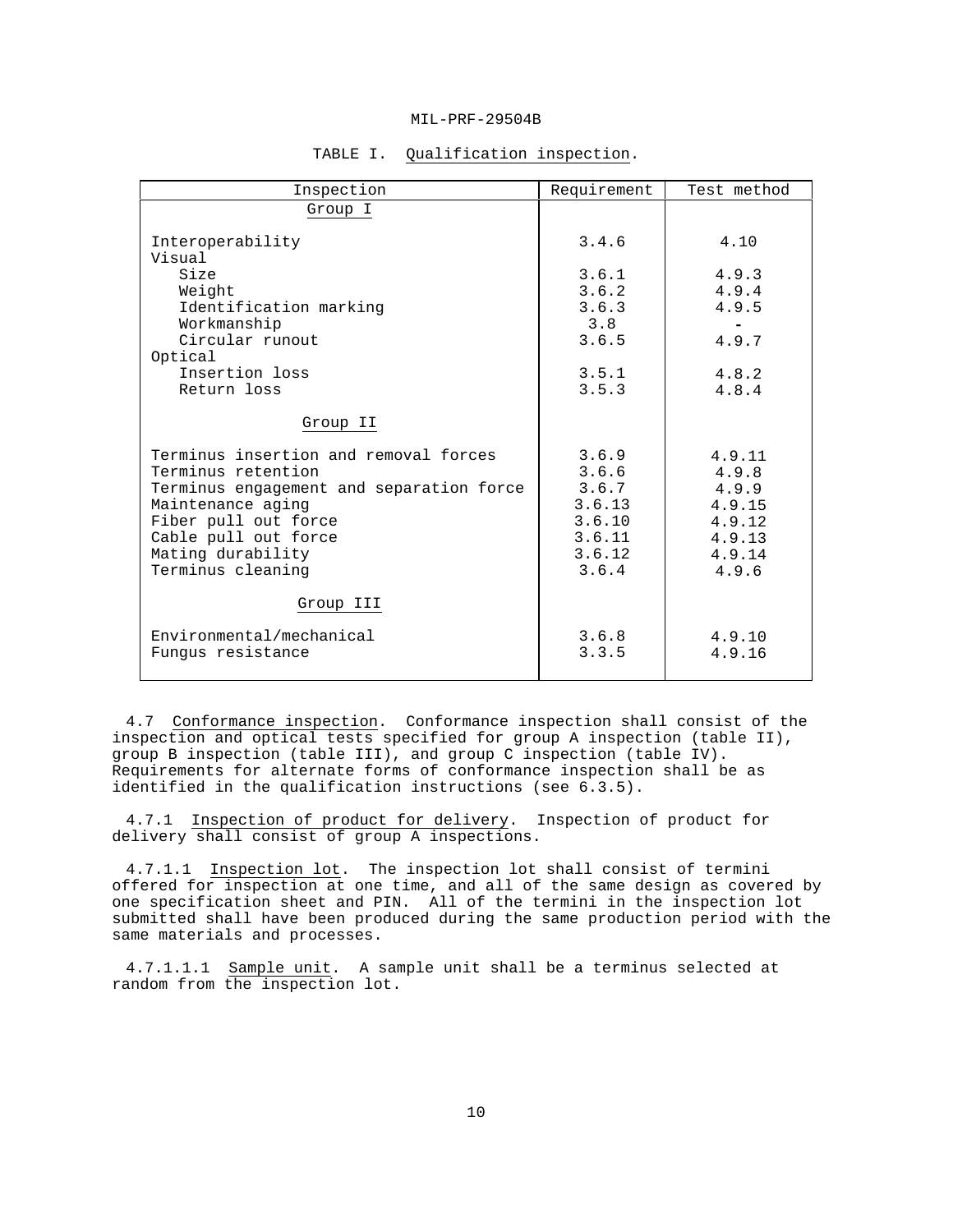TABLE I. Qualification inspection.

| Inspection | Requirement | Test method |
|---|---|---|
| Group I | | |
| Interoperability | 3.4.6 | 4.10 |
| Visual | | |
| Size | 3.6.1 | 4.9.3 |
| Weight | 3.6.2 | 4.9.4 |
| Identification marking | 3.6.3 | 4.9.5 |
| Workmanship | 3.8 | - |
| Circular runout | 3.6.5 | 4.9.7 |
| Optical | | |
| Insertion loss | 3.5.1 | 4.8.2 |
| Return loss | 3.5.3 | 4.8.4 |
| Group II | | |
| Terminus insertion and removal forces | 3.6.9 | 4.9.11 |
| Terminus retention | 3.6.6 | 4.9.8 |
| Terminus engagement and separation force | 3.6.7 | 4.9.9 |
| Maintenance aging | 3.6.13 | 4.9.15 |
| Fiber pull out force | 3.6.10 | 4.9.12 |
| Cable pull out force | 3.6.11 | 4.9.13 |
| Mating durability | 3.6.12 | 4.9.14 |
| Terminus cleaning | 3.6.4 | 4.9.6 |
| Group III | | |
| Environmental/mechanical | 3.6.8 | 4.9.10 |
| Fungus resistance | 3.3.5 | 4.9.16 |

4.7 Conformance inspection. Conformance inspection shall consist of the inspection and optical tests specified for group A inspection (table II), group B inspection (table III), and group C inspection (table IV). Requirements for alternate forms of conformance inspection shall be as identified in the qualification instructions (see 6.3.5).

4.7.1 Inspection of product for delivery. Inspection of product for delivery shall consist of group A inspections.

4.7.1.1 Inspection lot. The inspection lot shall consist of termini offered for inspection at one time, and all of the same design as covered by one specification sheet and PIN. All of the termini in the inspection lot submitted shall have been produced during the same production period with the same materials and processes.

4.7.1.1.1 Sample unit. A sample unit shall be a terminus selected at random from the inspection lot.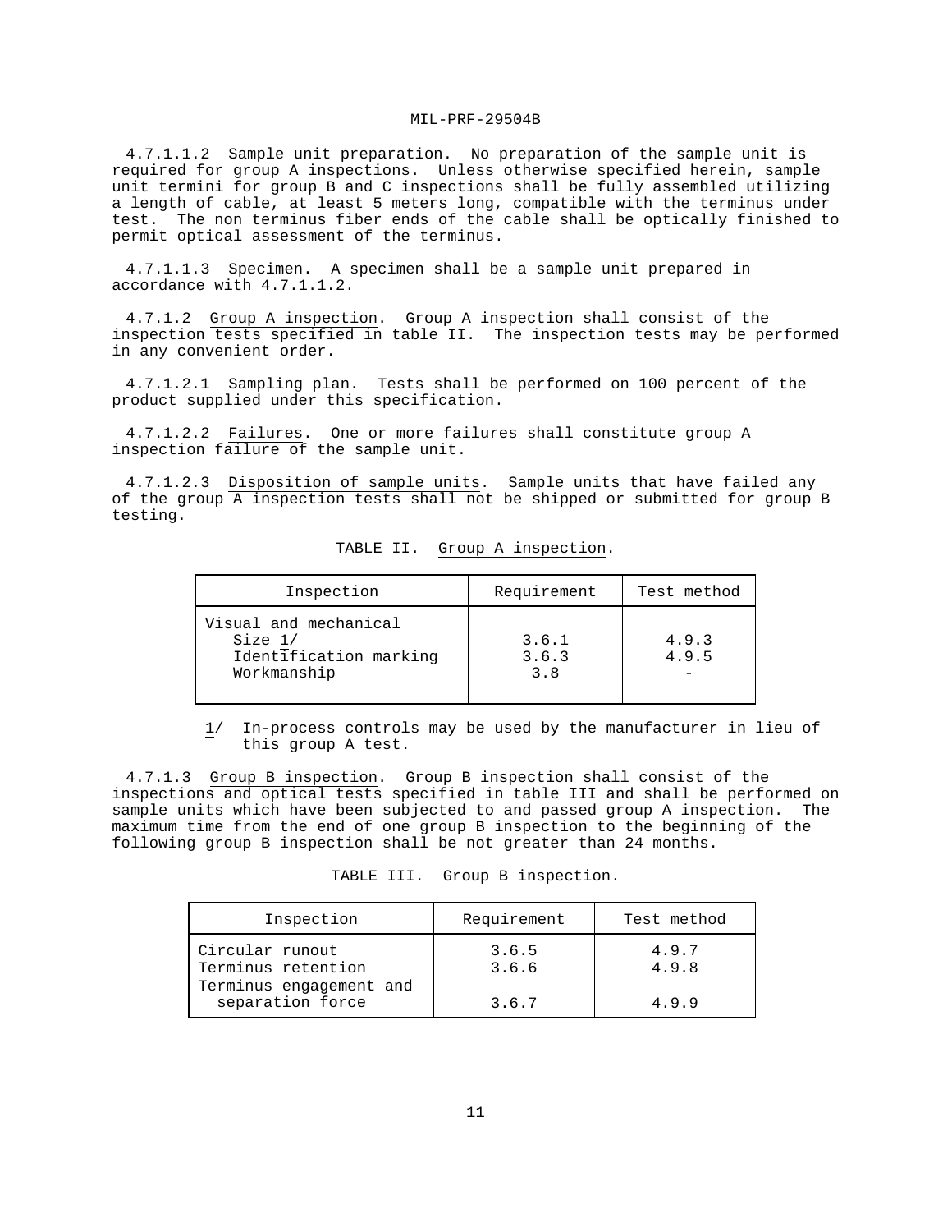4.7.1.1.2 Sample unit preparation. No preparation of the sample unit is required for group A inspections. Unless otherwise specified herein, sample unit termini for group B and C inspections shall be fully assembled utilizing a length of cable, at least 5 meters long, compatible with the terminus under test. The non terminus fiber ends of the cable shall be optically finished to permit optical assessment of the terminus.

4.7.1.1.3 Specimen. A specimen shall be a sample unit prepared in accordance with 4.7.1.1.2.

4.7.1.2 Group A inspection. Group A inspection shall consist of the inspection tests specified in table II. The inspection tests may be performed in any convenient order.

4.7.1.2.1 Sampling plan. Tests shall be performed on 100 percent of the product supplied under this specification.

4.7.1.2.2 Failures. One or more failures shall constitute group A inspection failure of the sample unit.

4.7.1.2.3 Disposition of sample units. Sample units that have failed any of the group A inspection tests shall not be shipped or submitted for group B testing.

TABLE II. Group A inspection.

| Inspection | Requirement | Test method |
|---|---|---|
| Visual and mechanical | | |
| Size 1/ | 3.6.1 | 4.9.3 |
| Identification marking | 3.6.3 | 4.9.5 |
| Workmanship | 3.8 | - |

1/ In-process controls may be used by the manufacturer in lieu of this group A test.

4.7.1.3 Group B inspection. Group B inspection shall consist of the inspections and optical tests specified in table III and shall be performed on sample units which have been subjected to and passed group A inspection. The maximum time from the end of one group B inspection to the beginning of the following group B inspection shall be not greater than 24 months.

TABLE III. Group B inspection.

| Inspection | Requirement | Test method |
|---|---|---|
| Circular runout | 3.6.5 | 4.9.7 |
| Terminus retention | 3.6.6 | 4.9.8 |
| Terminus engagement and separation force | 3.6.7 | 4.9.9 |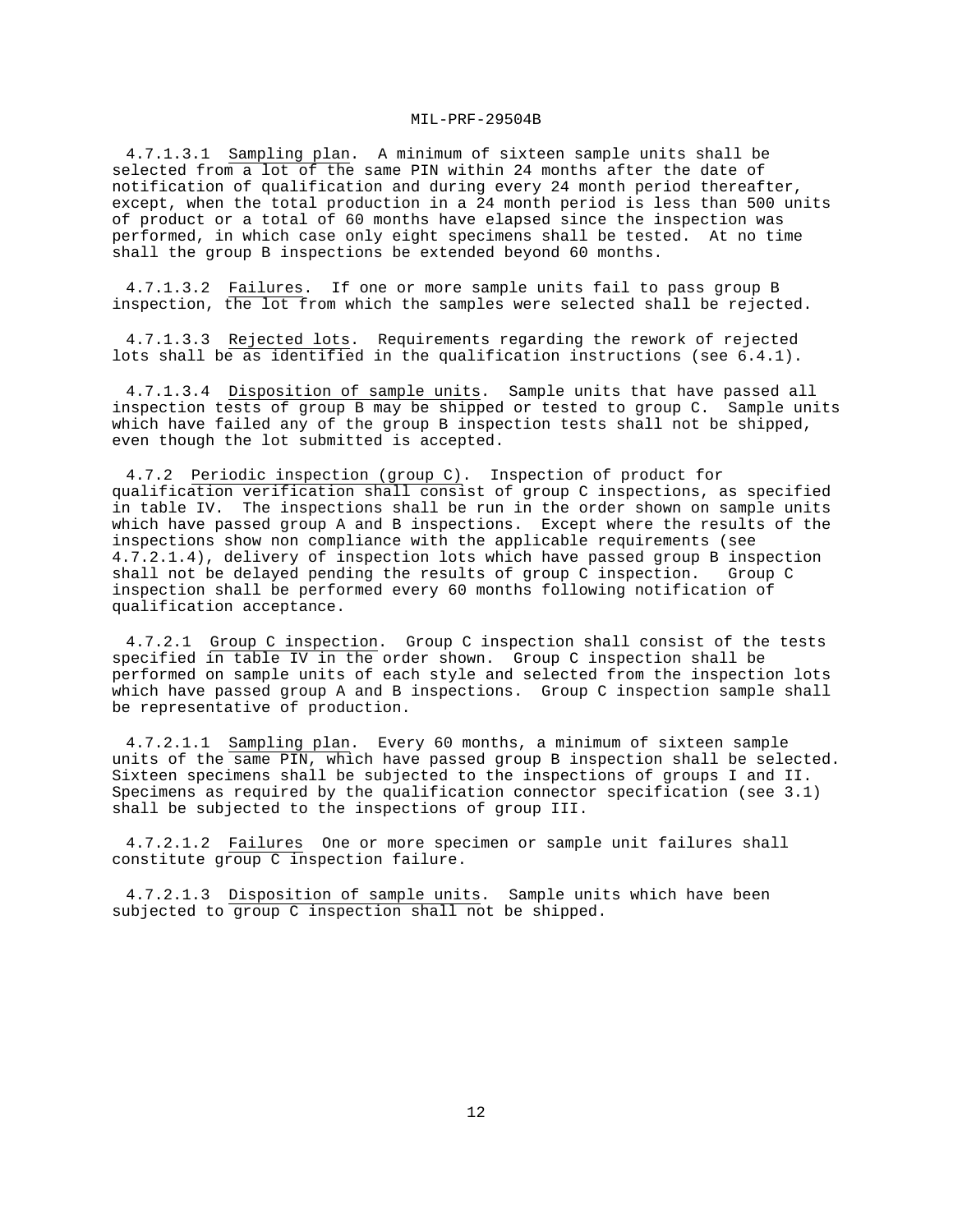4.7.1.3.1 Sampling plan. A minimum of sixteen sample units shall be selected from a lot of the same PIN within 24 months after the date of notification of qualification and during every 24 month period thereafter, except, when the total production in a 24 month period is less than 500 units of product or a total of 60 months have elapsed since the inspection was performed, in which case only eight specimens shall be tested. At no time shall the group B inspections be extended beyond 60 months.

4.7.1.3.2 Failures. If one or more sample units fail to pass group B inspection, the lot from which the samples were selected shall be rejected.

4.7.1.3.3 Rejected lots. Requirements regarding the rework of rejected lots shall be as identified in the qualification instructions (see 6.4.1).

4.7.1.3.4 Disposition of sample units. Sample units that have passed all inspection tests of group B may be shipped or tested to group C. Sample units which have failed any of the group B inspection tests shall not be shipped, even though the lot submitted is accepted.

4.7.2 Periodic inspection (group C). Inspection of product for qualification verification shall consist of group C inspections, as specified in table IV. The inspections shall be run in the order shown on sample units which have passed group A and B inspections. Except where the results of the inspections show non compliance with the applicable requirements (see 4.7.2.1.4), delivery of inspection lots which have passed group B inspection shall not be delayed pending the results of group C inspection. Group C inspection shall be performed every 60 months following notification of qualification acceptance.

4.7.2.1 Group C inspection. Group C inspection shall consist of the tests specified in table IV in the order shown. Group C inspection shall be performed on sample units of each style and selected from the inspection lots which have passed group A and B inspections. Group C inspection sample shall be representative of production.

4.7.2.1.1 Sampling plan. Every 60 months, a minimum of sixteen sample units of the same PIN, which have passed group B inspection shall be selected. Sixteen specimens shall be subjected to the inspections of groups I and II. Specimens as required by the qualification connector specification (see 3.1) shall be subjected to the inspections of group III.

4.7.2.1.2 Failures One or more specimen or sample unit failures shall constitute group C inspection failure.

4.7.2.1.3 Disposition of sample units. Sample units which have been subjected to group C inspection shall not be shipped.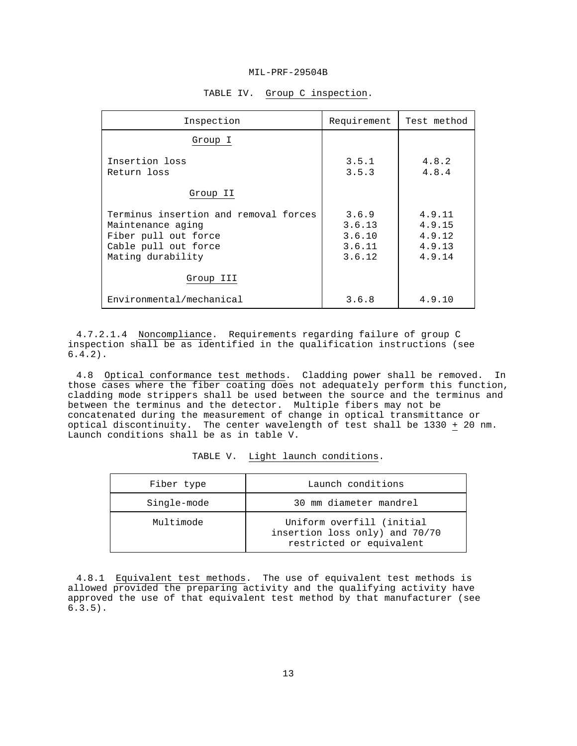TABLE IV. Group C inspection.

| Inspection | Requirement | Test method |
|---|---|---|
| Group I | | |
| Insertion loss | 3.5.1 | 4.8.2 |
| Return loss | 3.5.3 | 4.8.4 |
| Group II | | |
| Terminus insertion and removal forces | 3.6.9 | 4.9.11 |
| Maintenance aging | 3.6.13 | 4.9.15 |
| Fiber pull out force | 3.6.10 | 4.9.12 |
| Cable pull out force | 3.6.11 | 4.9.13 |
| Mating durability | 3.6.12 | 4.9.14 |
| Group III | | |
| Environmental/mechanical | 3.6.8 | 4.9.10 |

4.7.2.1.4 Noncompliance. Requirements regarding failure of group C inspection shall be as identified in the qualification instructions (see 6.4.2).

4.8 Optical conformance test methods. Cladding power shall be removed. In those cases where the fiber coating does not adequately perform this function, cladding mode strippers shall be used between the source and the terminus and between the terminus and the detector. Multiple fibers may not be concatenated during the measurement of change in optical transmittance or optical discontinuity. The center wavelength of test shall be 1330 ± 20 nm. Launch conditions shall be as in table V.

TABLE V. Light launch conditions.

| Fiber type | Launch conditions |
|---|---|
| Single-mode | 30 mm diameter mandrel |
| Multimode | Uniform overfill (initial insertion loss only) and 70/70 restricted or equivalent |

4.8.1 Equivalent test methods. The use of equivalent test methods is allowed provided the preparing activity and the qualifying activity have approved the use of that equivalent test method by that manufacturer (see 6.3.5).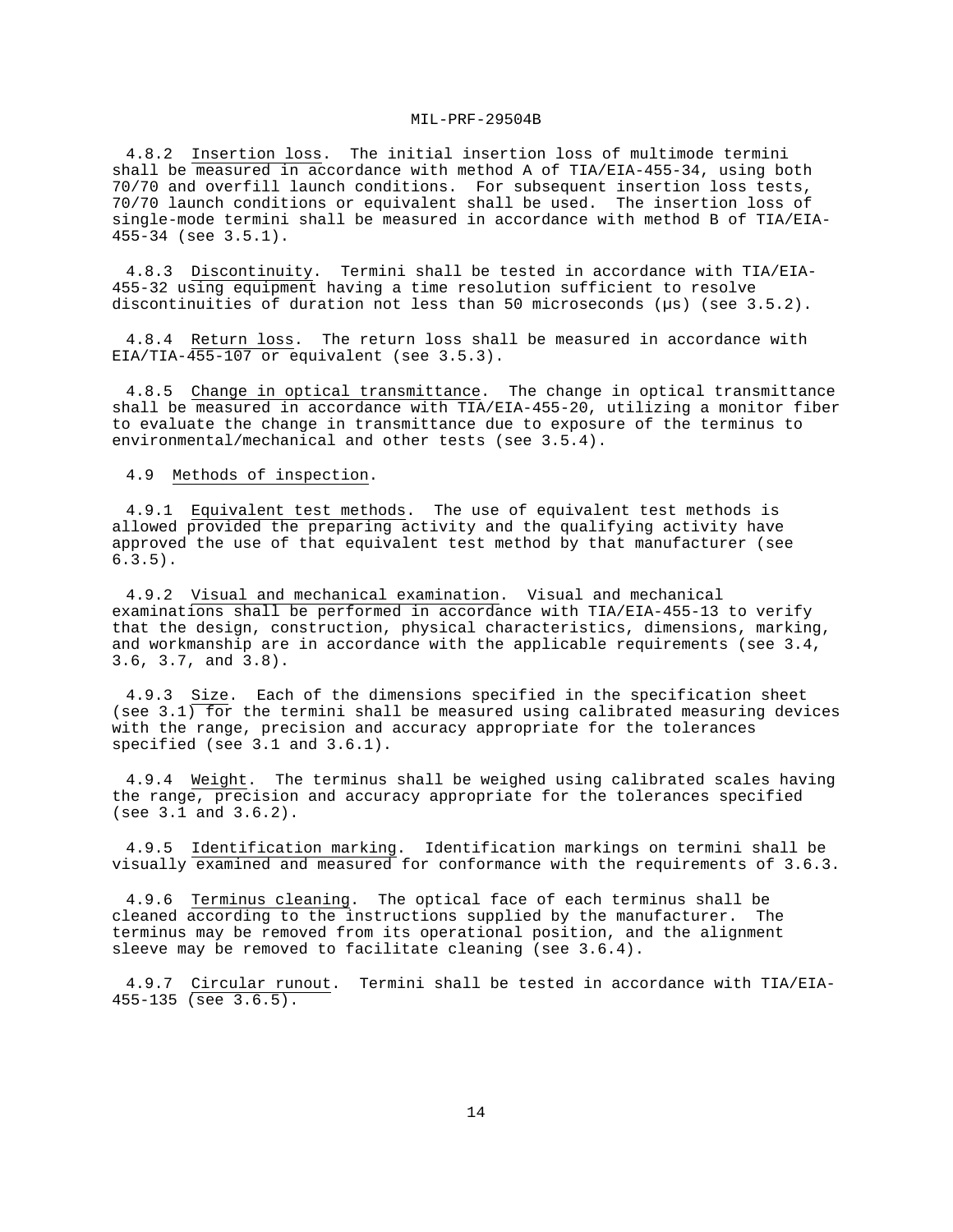4.8.2 Insertion loss. The initial insertion loss of multimode termini shall be measured in accordance with method A of TIA/EIA-455-34, using both 70/70 and overfill launch conditions. For subsequent insertion loss tests, 70/70 launch conditions or equivalent shall be used. The insertion loss of single-mode termini shall be measured in accordance with method B of TIA/EIA-455-34 (see 3.5.1).

4.8.3 Discontinuity. Termini shall be tested in accordance with TIA/EIA-455-32 using equipment having a time resolution sufficient to resolve discontinuities of duration not less than 50 microseconds (μs) (see 3.5.2).

4.8.4 Return loss. The return loss shall be measured in accordance with EIA/TIA-455-107 or equivalent (see 3.5.3).

4.8.5 Change in optical transmittance. The change in optical transmittance shall be measured in accordance with TIA/EIA-455-20, utilizing a monitor fiber to evaluate the change in transmittance due to exposure of the terminus to environmental/mechanical and other tests (see 3.5.4).

4.9 Methods of inspection.

4.9.1 Equivalent test methods. The use of equivalent test methods is allowed provided the preparing activity and the qualifying activity have approved the use of that equivalent test method by that manufacturer (see 6.3.5).

4.9.2 Visual and mechanical examination. Visual and mechanical examinations shall be performed in accordance with TIA/EIA-455-13 to verify that the design, construction, physical characteristics, dimensions, marking, and workmanship are in accordance with the applicable requirements (see 3.4, 3.6, 3.7, and 3.8).

4.9.3 Size. Each of the dimensions specified in the specification sheet (see 3.1) for the termini shall be measured using calibrated measuring devices with the range, precision and accuracy appropriate for the tolerances specified (see 3.1 and 3.6.1).

4.9.4 Weight. The terminus shall be weighed using calibrated scales having the range, precision and accuracy appropriate for the tolerances specified (see 3.1 and 3.6.2).

4.9.5 Identification marking. Identification markings on termini shall be visually examined and measured for conformance with the requirements of 3.6.3.

4.9.6 Terminus cleaning. The optical face of each terminus shall be cleaned according to the instructions supplied by the manufacturer. The terminus may be removed from its operational position, and the alignment sleeve may be removed to facilitate cleaning (see 3.6.4).

4.9.7 Circular runout. Termini shall be tested in accordance with TIA/EIA-455-135 (see 3.6.5).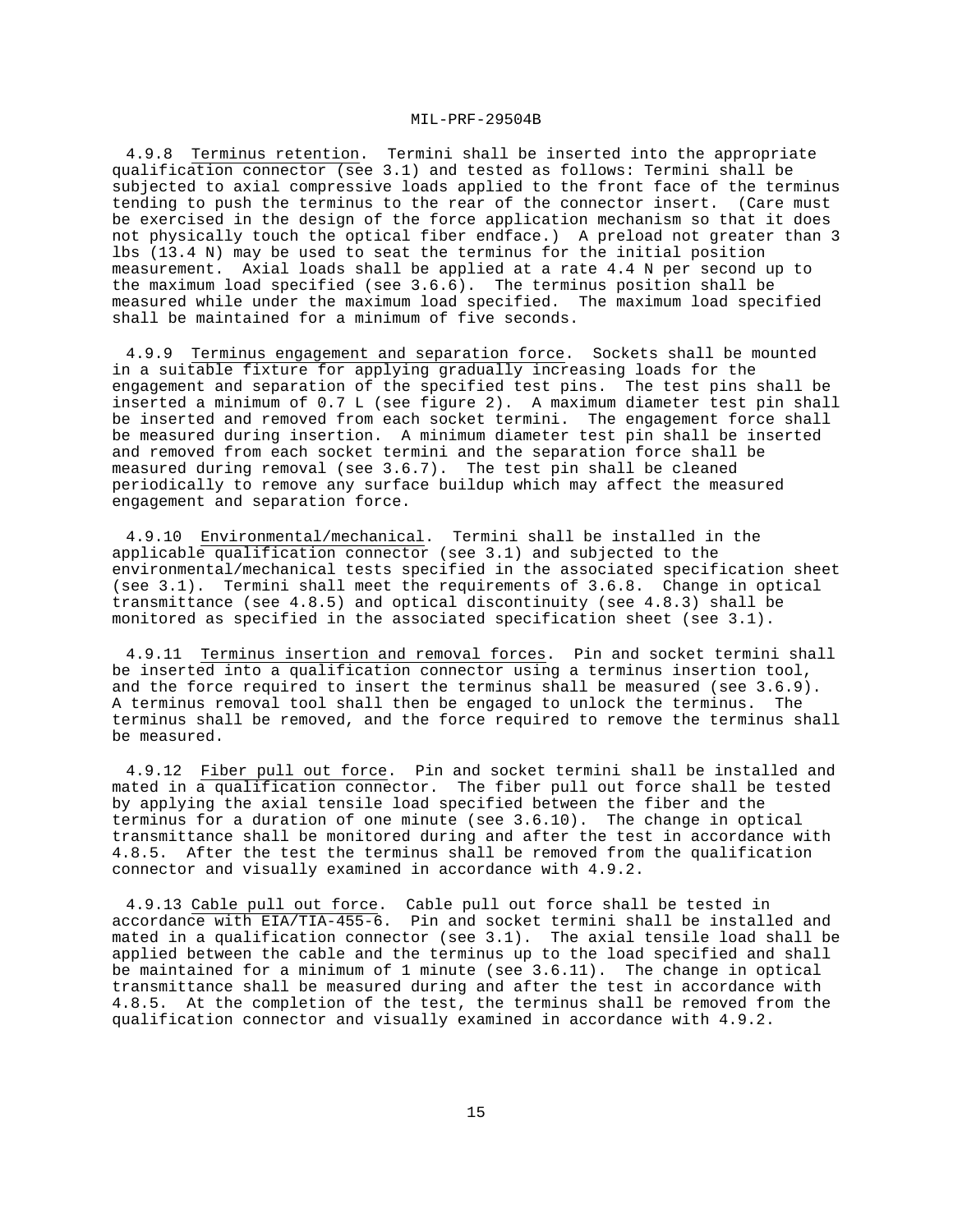4.9.8 Terminus retention. Termini shall be inserted into the appropriate qualification connector (see 3.1) and tested as follows: Termini shall be subjected to axial compressive loads applied to the front face of the terminus tending to push the terminus to the rear of the connector insert. (Care must be exercised in the design of the force application mechanism so that it does not physically touch the optical fiber endface.) A preload not greater than 3 lbs (13.4 N) may be used to seat the terminus for the initial position measurement. Axial loads shall be applied at a rate 4.4 N per second up to the maximum load specified (see 3.6.6). The terminus position shall be measured while under the maximum load specified. The maximum load specified shall be maintained for a minimum of five seconds.

4.9.9 Terminus engagement and separation force. Sockets shall be mounted in a suitable fixture for applying gradually increasing loads for the engagement and separation of the specified test pins. The test pins shall be inserted a minimum of 0.7 L (see figure 2). A maximum diameter test pin shall be inserted and removed from each socket termini. The engagement force shall be measured during insertion. A minimum diameter test pin shall be inserted and removed from each socket termini and the separation force shall be measured during removal (see 3.6.7). The test pin shall be cleaned periodically to remove any surface buildup which may affect the measured engagement and separation force.

4.9.10 Environmental/mechanical. Termini shall be installed in the applicable qualification connector (see 3.1) and subjected to the environmental/mechanical tests specified in the associated specification sheet (see 3.1). Termini shall meet the requirements of 3.6.8. Change in optical transmittance (see 4.8.5) and optical discontinuity (see 4.8.3) shall be monitored as specified in the associated specification sheet (see 3.1).

4.9.11 Terminus insertion and removal forces. Pin and socket termini shall be inserted into a qualification connector using a terminus insertion tool, and the force required to insert the terminus shall be measured (see 3.6.9). A terminus removal tool shall then be engaged to unlock the terminus. The terminus shall be removed, and the force required to remove the terminus shall be measured.

4.9.12 Fiber pull out force. Pin and socket termini shall be installed and mated in a qualification connector. The fiber pull out force shall be tested by applying the axial tensile load specified between the fiber and the terminus for a duration of one minute (see 3.6.10). The change in optical transmittance shall be monitored during and after the test in accordance with 4.8.5. After the test the terminus shall be removed from the qualification connector and visually examined in accordance with 4.9.2.

4.9.13 Cable pull out force. Cable pull out force shall be tested in accordance with EIA/TIA-455-6. Pin and socket termini shall be installed and mated in a qualification connector (see 3.1). The axial tensile load shall be applied between the cable and the terminus up to the load specified and shall be maintained for a minimum of 1 minute (see 3.6.11). The change in optical transmittance shall be measured during and after the test in accordance with 4.8.5. At the completion of the test, the terminus shall be removed from the qualification connector and visually examined in accordance with 4.9.2.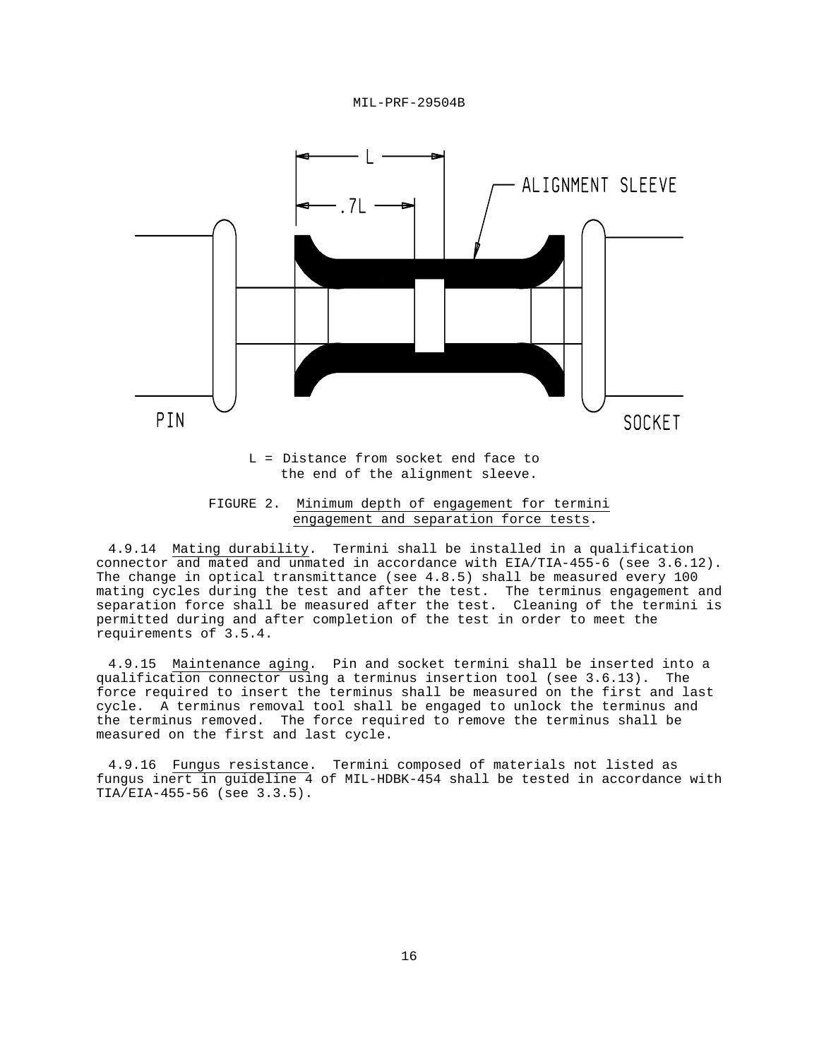L = Distance from socket end face to the end of the alignment sleeve.

FIGURE 2. Minimum depth of engagement for termini engagement and separation force tests.

4.9.14 Mating durability. Termini shall be installed in a qualification connector and mated and unmated in accordance with EIA/TIA-455-6 (see 3.6.12). The change in optical transmittance (see 4.8.5) shall be measured every 100 mating cycles during the test and after the test. The terminus engagement and separation force shall be measured after the test. Cleaning of the termini is permitted during and after completion of the test in order to meet the requirements of 3.5.4.

4.9.15 Maintenance aging. Pin and socket termini shall be inserted into a qualification connector using a terminus insertion tool (see 3.6.13). The force required to insert the terminus shall be measured on the first and last cycle. A terminus removal tool shall be engaged to unlock the terminus and the terminus removed. The force required to remove the terminus shall be measured on the first and last cycle.

4.9.16 Fungus resistance. Termini composed of materials not listed as fungus inert in guideline 4 of MIL-HDBK-454 shall be tested in accordance with TIA/EIA-455-56 (see 3.3.5).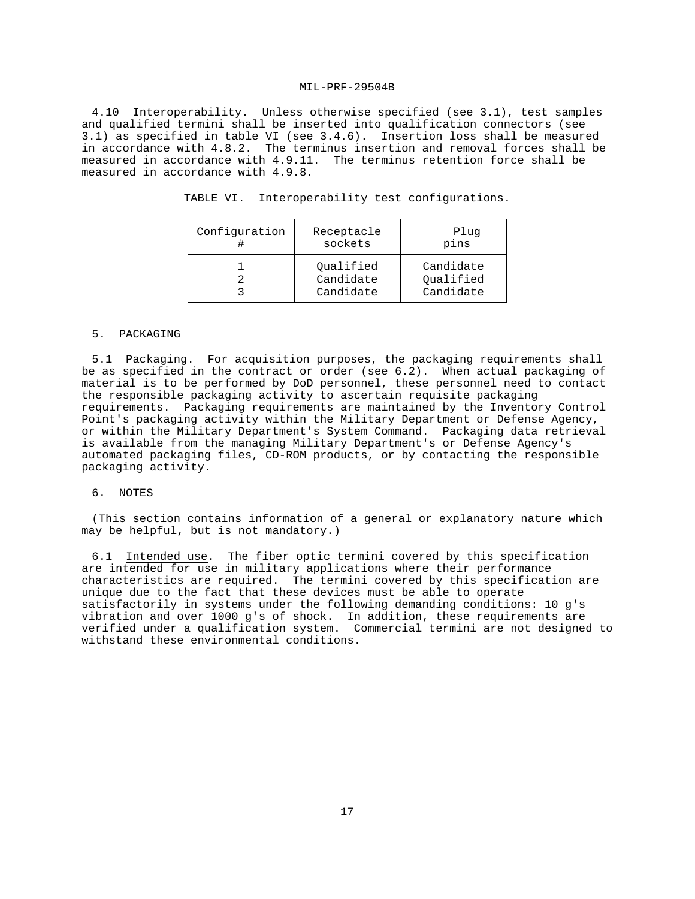4.10 Interoperability. Unless otherwise specified (see 3.1), test samples and qualified termini shall be inserted into qualification connectors (see 3.1) as specified in table VI (see 3.4.6). Insertion loss shall be measured in accordance with 4.8.2. The terminus insertion and removal forces shall be measured in accordance with 4.9.11. The terminus retention force shall be measured in accordance with 4.9.8.

TABLE VI. Interoperability test configurations.

| Configuration # | Receptacle sockets | Plug pins |
|---|---|---|
| 1 | Qualified | Candidate |
| 2 | Candidate | Qualified |
| 3 | Candidate | Candidate |

## 5. PACKAGING

5.1 Packaging. For acquisition purposes, the packaging requirements shall be as specified in the contract or order (see 6.2). When actual packaging of material is to be performed by DoD personnel, these personnel need to contact the responsible packaging activity to ascertain requisite packaging requirements. Packaging requirements are maintained by the Inventory Control Point's packaging activity within the Military Department or Defense Agency, or within the Military Department's System Command. Packaging data retrieval is available from the managing Military Department's or Defense Agency's automated packaging files, CD-ROM products, or by contacting the responsible packaging activity.

## 6. NOTES

(This section contains information of a general or explanatory nature which may be helpful, but is not mandatory.)

6.1 Intended use. The fiber optic termini covered by this specification are intended for use in military applications where their performance characteristics are required. The termini covered by this specification are unique due to the fact that these devices must be able to operate satisfactorily in systems under the following demanding conditions: 10 g's vibration and over 1000 g's of shock. In addition, these requirements are verified under a qualification system. Commercial termini are not designed to withstand these environmental conditions.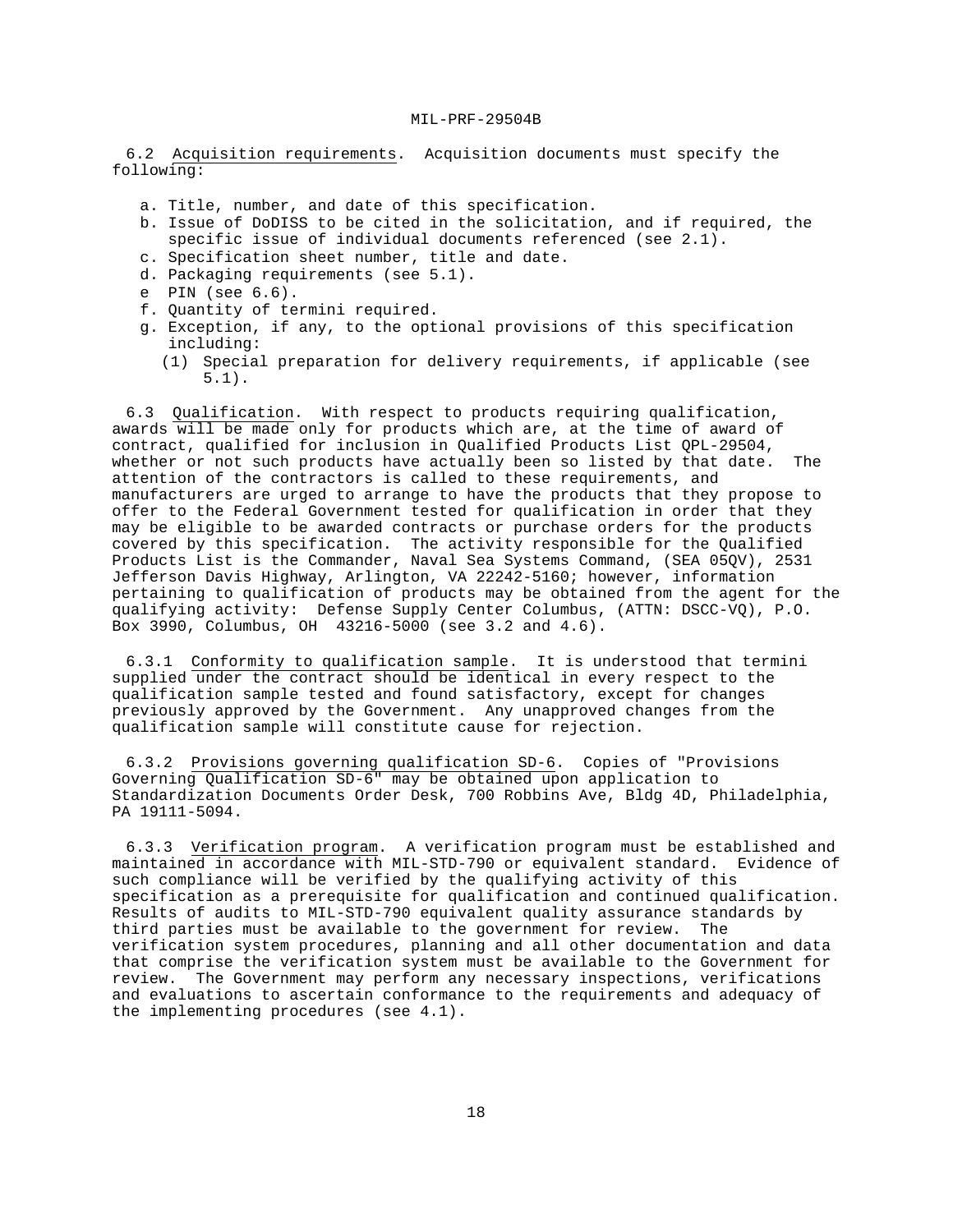6.2 Acquisition requirements. Acquisition documents must specify the following:

a. Title, number, and date of this specification.
b. Issue of DoDISS to be cited in the solicitation, and if required, the specific issue of individual documents referenced (see 2.1).
c. Specification sheet number, title and date.
d. Packaging requirements (see 5.1).
e PIN (see 6.6).
f. Quantity of termini required.
g. Exception, if any, to the optional provisions of this specification including:
   (1) Special preparation for delivery requirements, if applicable (see 5.1).

6.3 Qualification. With respect to products requiring qualification, awards will be made only for products which are, at the time of award of contract, qualified for inclusion in Qualified Products List QPL-29504, whether or not such products have actually been so listed by that date. The attention of the contractors is called to these requirements, and manufacturers are urged to arrange to have the products that they propose to offer to the Federal Government tested for qualification in order that they may be eligible to be awarded contracts or purchase orders for the products covered by this specification. The activity responsible for the Qualified Products List is the Commander, Naval Sea Systems Command, (SEA 05QV), 2531 Jefferson Davis Highway, Arlington, VA 22242-5160; however, information pertaining to qualification of products may be obtained from the agent for the qualifying activity: Defense Supply Center Columbus, (ATTN: DSCC-VQ), P.O. Box 3990, Columbus, OH 43216-5000 (see 3.2 and 4.6).

6.3.1 Conformity to qualification sample. It is understood that termini supplied under the contract should be identical in every respect to the qualification sample tested and found satisfactory, except for changes previously approved by the Government. Any unapproved changes from the qualification sample will constitute cause for rejection.

6.3.2 Provisions governing qualification SD-6. Copies of "Provisions Governing Qualification SD-6" may be obtained upon application to Standardization Documents Order Desk, 700 Robbins Ave, Bldg 4D, Philadelphia, PA 19111-5094.

6.3.3 Verification program. A verification program must be established and maintained in accordance with MIL-STD-790 or equivalent standard. Evidence of such compliance will be verified by the qualifying activity of this specification as a prerequisite for qualification and continued qualification. Results of audits to MIL-STD-790 equivalent quality assurance standards by third parties must be available to the government for review. The verification system procedures, planning and all other documentation and data that comprise the verification system must be available to the Government for review. The Government may perform any necessary inspections, verifications and evaluations to ascertain conformance to the requirements and adequacy of the implementing procedures (see 4.1).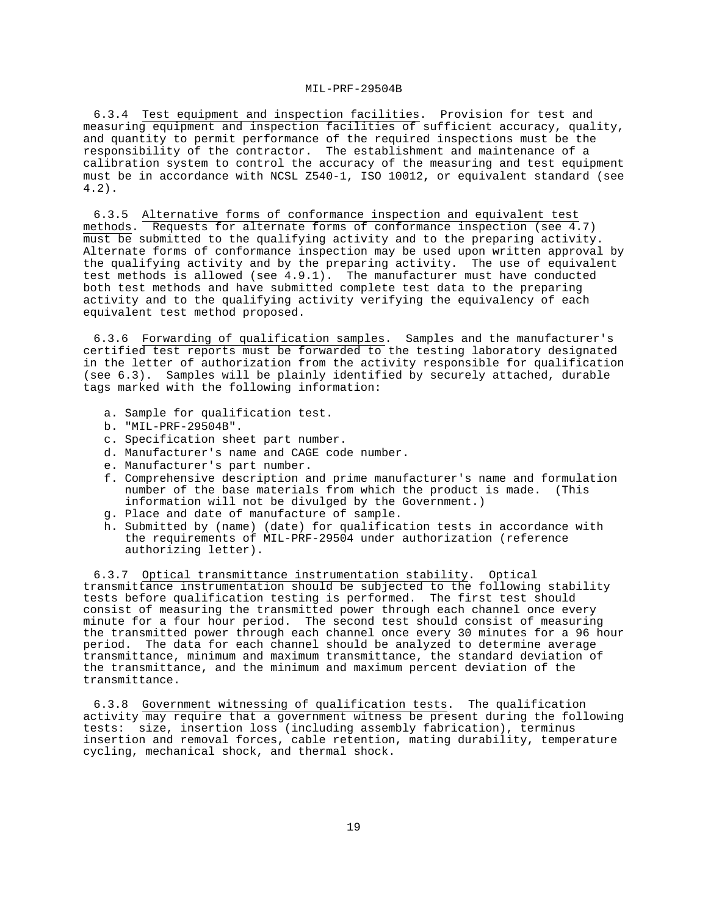6.3.4 Test equipment and inspection facilities. Provision for test and measuring equipment and inspection facilities of sufficient accuracy, quality, and quantity to permit performance of the required inspections must be the responsibility of the contractor. The establishment and maintenance of a calibration system to control the accuracy of the measuring and test equipment must be in accordance with NCSL Z540-1, ISO 10012, or equivalent standard (see 4.2).

6.3.5 Alternative forms of conformance inspection and equivalent test methods. Requests for alternate forms of conformance inspection (see 4.7) must be submitted to the qualifying activity and to the preparing activity. Alternate forms of conformance inspection may be used upon written approval by the qualifying activity and by the preparing activity. The use of equivalent test methods is allowed (see 4.9.1). The manufacturer must have conducted both test methods and have submitted complete test data to the preparing activity and to the qualifying activity verifying the equivalency of each equivalent test method proposed.

6.3.6 Forwarding of qualification samples. Samples and the manufacturer's certified test reports must be forwarded to the testing laboratory designated in the letter of authorization from the activity responsible for qualification (see 6.3). Samples will be plainly identified by securely attached, durable tags marked with the following information:

a. Sample for qualification test.
b. "MIL-PRF-29504B".
c. Specification sheet part number.
d. Manufacturer's name and CAGE code number.
e. Manufacturer's part number.
f. Comprehensive description and prime manufacturer's name and formulation number of the base materials from which the product is made. (This information will not be divulged by the Government.)
g. Place and date of manufacture of sample.
h. Submitted by (name) (date) for qualification tests in accordance with the requirements of MIL-PRF-29504 under authorization (reference authorizing letter).

6.3.7 Optical transmittance instrumentation stability. Optical transmittance instrumentation should be subjected to the following stability tests before qualification testing is performed. The first test should consist of measuring the transmitted power through each channel once every minute for a four hour period. The second test should consist of measuring the transmitted power through each channel once every 30 minutes for a 96 hour period. The data for each channel should be analyzed to determine average transmittance, minimum and maximum transmittance, the standard deviation of the transmittance, and the minimum and maximum percent deviation of the transmittance.

6.3.8 Government witnessing of qualification tests. The qualification activity may require that a government witness be present during the following tests: size, insertion loss (including assembly fabrication), terminus insertion and removal forces, cable retention, mating durability, temperature cycling, mechanical shock, and thermal shock.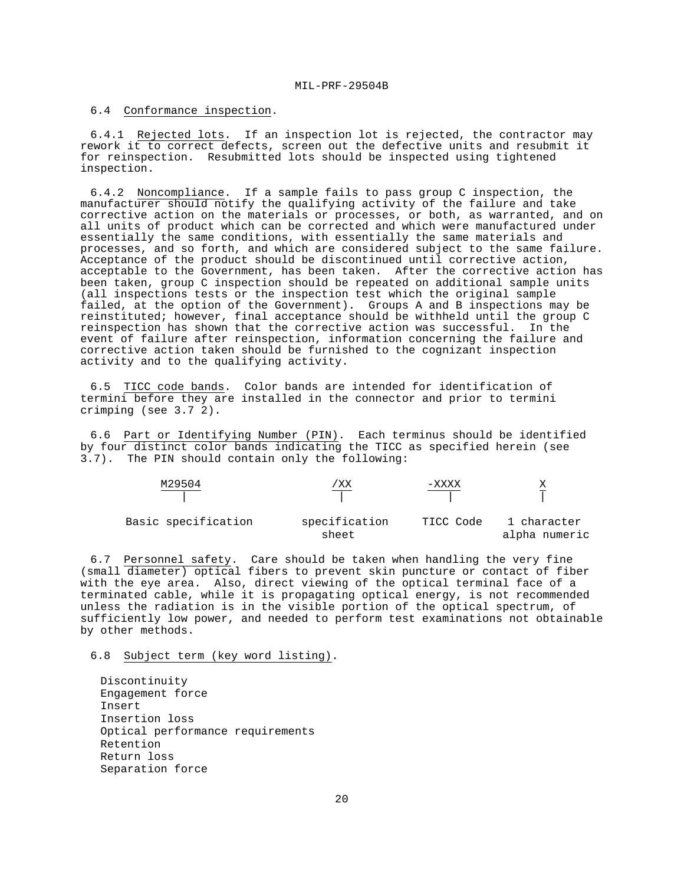6.4 Conformance inspection.

6.4.1 Rejected lots. If an inspection lot is rejected, the contractor may rework it to correct defects, screen out the defective units and resubmit it for reinspection. Resubmitted lots should be inspected using tightened inspection.

6.4.2 Noncompliance. If a sample fails to pass group C inspection, the manufacturer should notify the qualifying activity of the failure and take corrective action on the materials or processes, or both, as warranted, and on all units of product which can be corrected and which were manufactured under essentially the same conditions, with essentially the same materials and processes, and so forth, and which are considered subject to the same failure. Acceptance of the product should be discontinued until corrective action, acceptable to the Government, has been taken. After the corrective action has been taken, group C inspection should be repeated on additional sample units (all inspections tests or the inspection test which the original sample failed, at the option of the Government). Groups A and B inspections may be reinstituted; however, final acceptance should be withheld until the group C reinspection has shown that the corrective action was successful. In the event of failure after reinspection, information concerning the failure and corrective action taken should be furnished to the cognizant inspection activity and to the qualifying activity.

6.5 TICC code bands. Color bands are intended for identification of termini before they are installed in the connector and prior to termini crimping (see 3.7 2).

6.6 Part or Identifying Number (PIN). Each terminus should be identified by four distinct color bands indicating the TICC as specified herein (see 3.7). The PIN should contain only the following:

| M29504 | /XX | -XXXX | X |
|---|---|---|---|
| Basic specification | specification sheet | TICC Code | 1 character alpha numeric |

6.7 Personnel safety. Care should be taken when handling the very fine (small diameter) optical fibers to prevent skin puncture or contact of fiber with the eye area. Also, direct viewing of the optical terminal face of a terminated cable, while it is propagating optical energy, is not recommended unless the radiation is in the visible portion of the optical spectrum, of sufficiently low power, and needed to perform test examinations not obtainable by other methods.

6.8 Subject term (key word listing).

Discontinuity
Engagement force
Insert
Insertion loss
Optical performance requirements
Retention
Return loss
Separation force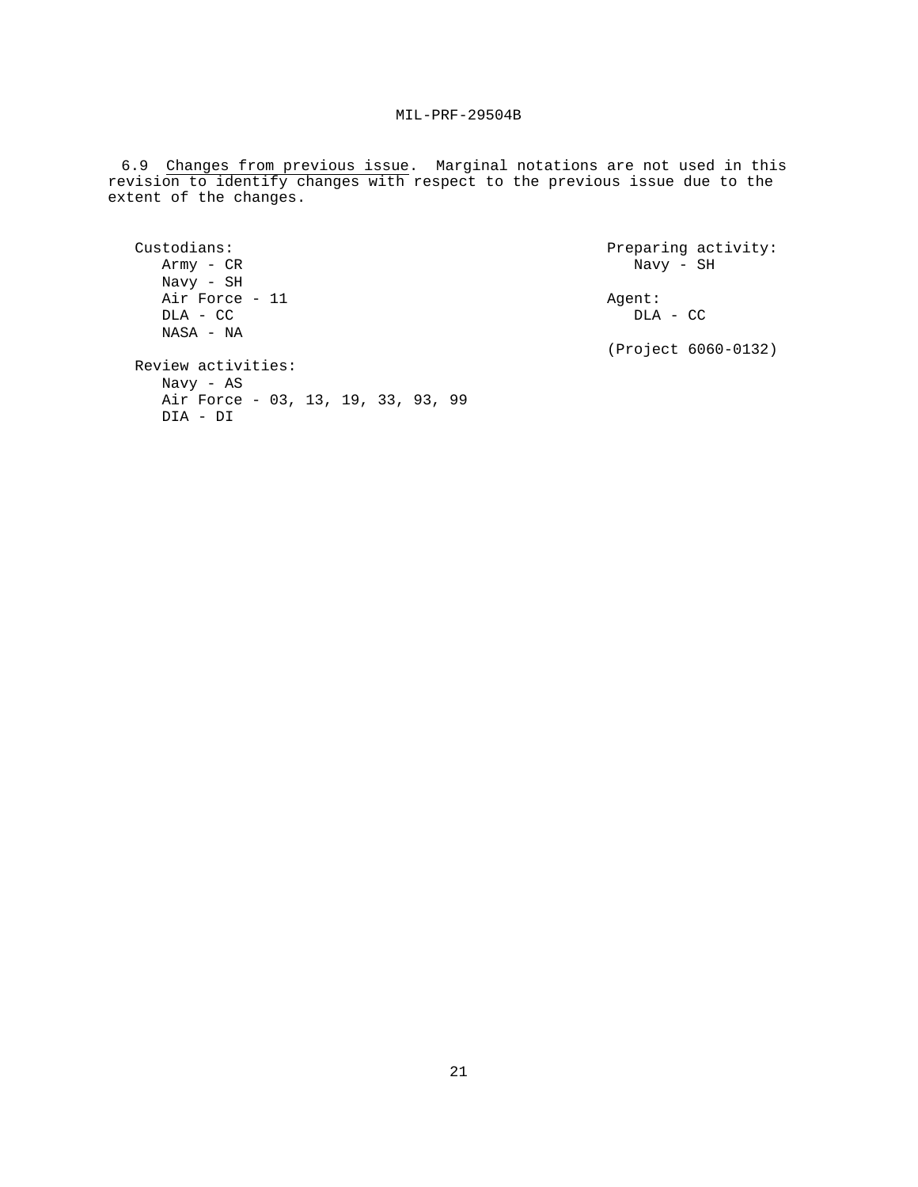6.9 Changes from previous issue. Marginal notations are not used in this revision to identify changes with respect to the previous issue due to the extent of the changes.

Custodians:
- Army - CR
- Navy - SH
- Air Force - 11
- DLA - CC
- NASA - NA

Review activities:
- Navy - AS
- Air Force - 03, 13, 19, 33, 93, 99
- DIA - DI

Preparing activity:
- Navy - SH

Agent:
- DLA - CC

(Project 6060-0132)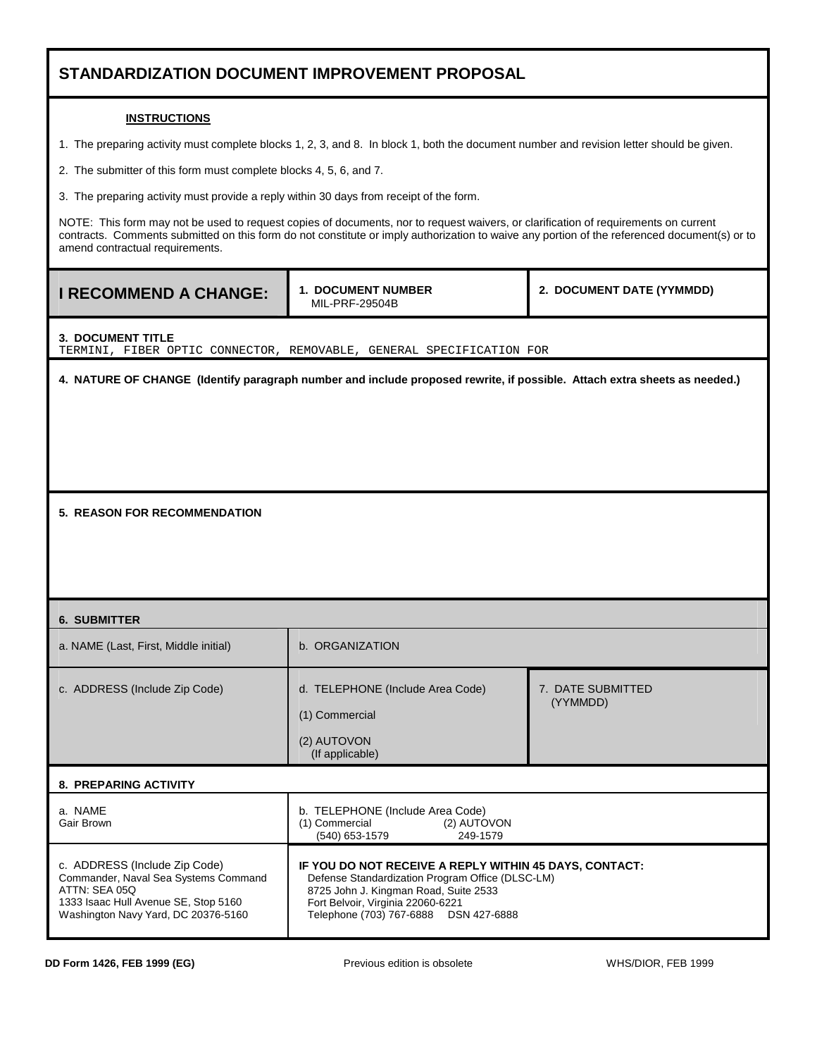# STANDARDIZATION DOCUMENT IMPROVEMENT PROPOSAL

**INSTRUCTIONS**

1. The preparing activity must complete blocks 1, 2, 3, and 8. In block 1, both the document number and revision letter should be given.

2. The submitter of this form must complete blocks 4, 5, 6, and 7.

3. The preparing activity must provide a reply within 30 days from receipt of the form.

NOTE: This form may not be used to request copies of documents, nor to request waivers, or clarification of requirements on current contracts. Comments submitted on this form do not constitute or imply authorization to waive any portion of the referenced document(s) or to amend contractual requirements.

| **I RECOMMEND A CHANGE:** | **1. DOCUMENT NUMBER** MIL-PRF-29504B | **2. DOCUMENT DATE (YYMMDD)** |
|---|---|---|

**3. DOCUMENT TITLE**
TERMINI, FIBER OPTIC CONNECTOR, REMOVABLE, GENERAL SPECIFICATION FOR

**4. NATURE OF CHANGE (Identify paragraph number and include proposed rewrite, if possible. Attach extra sheets as needed.)**

**5. REASON FOR RECOMMENDATION**

**6. SUBMITTER**

| | | |
|---|---|---|
| a. NAME (Last, First, Middle initial) | b. ORGANIZATION | |
| c. ADDRESS (Include Zip Code) | d. TELEPHONE (Include Area Code)<br>(1) Commercial<br>(2) AUTOVON (If applicable) | 7. DATE SUBMITTED (YYMMDD) |

**8. PREPARING ACTIVITY**

| | |
|---|---|
| a. NAME<br>Gair Brown | b. TELEPHONE (Include Area Code)<br>(1) Commercial (540) 653-1579<br>(2) AUTOVON 249-1579 |
| c. ADDRESS (Include Zip Code)<br>Commander, Naval Sea Systems Command<br>ATTN: SEA 05Q<br>1333 Isaac Hull Avenue SE, Stop 5160<br>Washington Navy Yard, DC 20376-5160 | **IF YOU DO NOT RECEIVE A REPLY WITHIN 45 DAYS, CONTACT:**<br>Defense Standardization Program Office (DLSC-LM)<br>8725 John J. Kingman Road, Suite 2533<br>Fort Belvoir, Virginia 22060-6221<br>Telephone (703) 767-6888 DSN 427-6888 |

**DD Form 1426, FEB 1999 (EG)** Previous edition is obsolete WHS/DIOR, FEB 1999